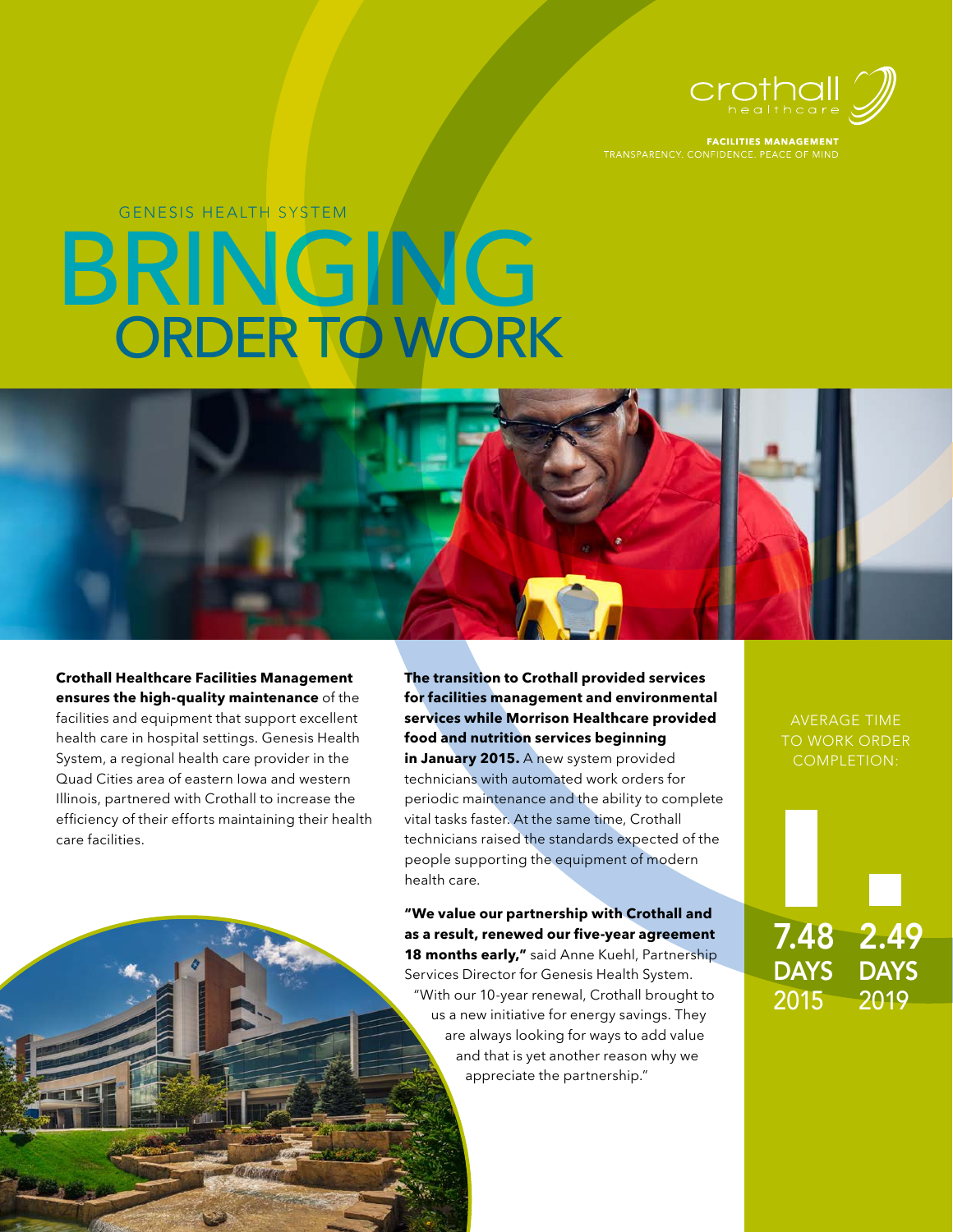crothall healthcare

**FACILITIES MANAGEMENT**
TRANSPARENCY. CONFIDENCE. PEACE OF MIND

GENESIS HEALTH SYSTEM

# BRINGING ORDER TO WORK

**Crothall Healthcare Facilities Management ensures the high-quality maintenance** of the facilities and equipment that support excellent health care in hospital settings. Genesis Health System, a regional health care provider in the Quad Cities area of eastern Iowa and western Illinois, partnered with Crothall to increase the efficiency of their efforts maintaining their health care facilities.

**The transition to Crothall provided services for facilities management and environmental services while Morrison Healthcare provided food and nutrition services beginning in January 2015.** A new system provided technicians with automated work orders for periodic maintenance and the ability to complete vital tasks faster. At the same time, Crothall technicians raised the standards expected of the people supporting the equipment of modern health care.

**"We value our partnership with Crothall and as a result, renewed our five-year agreement 18 months early,"** said Anne Kuehl, Partnership Services Director for Genesis Health System. "With our 10-year renewal, Crothall brought to us a new initiative for energy savings. They are always looking for ways to add value and that is yet another reason why we appreciate the partnership."

AVERAGE TIME TO WORK ORDER COMPLETION:

| 7.48 DAYS | 2.49 DAYS |
| --- | --- |
| 2015 | 2019 |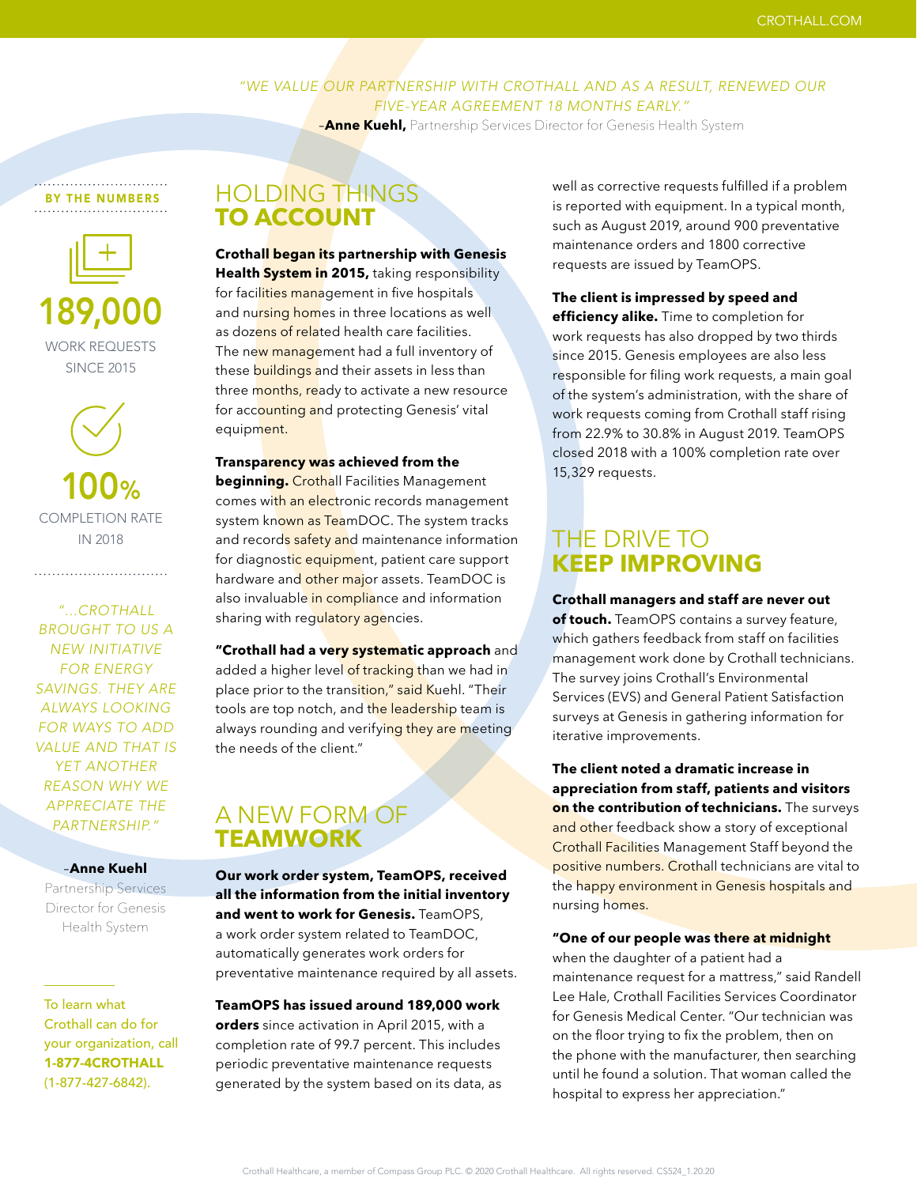*"WE VALUE OUR PARTNERSHIP WITH CROTHALL AND AS A RESULT, RENEWED OUR FIVE-YEAR AGREEMENT 18 MONTHS EARLY."*

–**Anne Kuehl,** Partnership Services Director for Genesis Health System

**BY THE NUMBERS**

**189,000**

WORK REQUESTS SINCE 2015

**100%**

COMPLETION RATE IN 2018

*"...CROTHALL BROUGHT TO US A NEW INITIATIVE FOR ENERGY SAVINGS. THEY ARE ALWAYS LOOKING FOR WAYS TO ADD VALUE AND THAT IS YET ANOTHER REASON WHY WE APPRECIATE THE PARTNERSHIP."*

–**Anne Kuehl**
Partnership Services Director for Genesis Health System

To learn what Crothall can do for your organization, call **1-877-4CROTHALL** (1-877-427-6842).

## HOLDING THINGS **TO ACCOUNT**

**Crothall began its partnership with Genesis Health System in 2015,** taking responsibility for facilities management in five hospitals and nursing homes in three locations as well as dozens of related health care facilities. The new management had a full inventory of these buildings and their assets in less than three months, ready to activate a new resource for accounting and protecting Genesis' vital equipment.

**Transparency was achieved from the beginning.** Crothall Facilities Management comes with an electronic records management system known as TeamDOC. The system tracks and records safety and maintenance information for diagnostic equipment, patient care support hardware and other major assets. TeamDOC is also invaluable in compliance and information sharing with regulatory agencies.

**"Crothall had a very systematic approach** and added a higher level of tracking than we had in place prior to the transition," said Kuehl. "Their tools are top notch, and the leadership team is always rounding and verifying they are meeting the needs of the client."

## A NEW FORM OF **TEAMWORK**

**Our work order system, TeamOPS, received all the information from the initial inventory and went to work for Genesis.** TeamOPS, a work order system related to TeamDOC, automatically generates work orders for preventative maintenance required by all assets.

**TeamOPS has issued around 189,000 work orders** since activation in April 2015, with a completion rate of 99.7 percent. This includes periodic preventative maintenance requests generated by the system based on its data, as well as corrective requests fulfilled if a problem is reported with equipment. In a typical month, such as August 2019, around 900 preventative maintenance orders and 1800 corrective requests are issued by TeamOPS.

**The client is impressed by speed and efficiency alike.** Time to completion for work requests has also dropped by two thirds since 2015. Genesis employees are also less responsible for filing work requests, a main goal of the system's administration, with the share of work requests coming from Crothall staff rising from 22.9% to 30.8% in August 2019. TeamOPS closed 2018 with a 100% completion rate over 15,329 requests.

## THE DRIVE TO **KEEP IMPROVING**

**Crothall managers and staff are never out of touch.** TeamOPS contains a survey feature, which gathers feedback from staff on facilities management work done by Crothall technicians. The survey joins Crothall's Environmental Services (EVS) and General Patient Satisfaction surveys at Genesis in gathering information for iterative improvements.

**The client noted a dramatic increase in appreciation from staff, patients and visitors on the contribution of technicians.** The surveys and other feedback show a story of exceptional Crothall Facilities Management Staff beyond the positive numbers. Crothall technicians are vital to the happy environment in Genesis hospitals and nursing homes.

**"One of our people was there at midnight** when the daughter of a patient had a maintenance request for a mattress," said Randell Lee Hale, Crothall Facilities Services Coordinator for Genesis Medical Center. "Our technician was on the floor trying to fix the problem, then on the phone with the manufacturer, then searching until he found a solution. That woman called the hospital to express her appreciation."